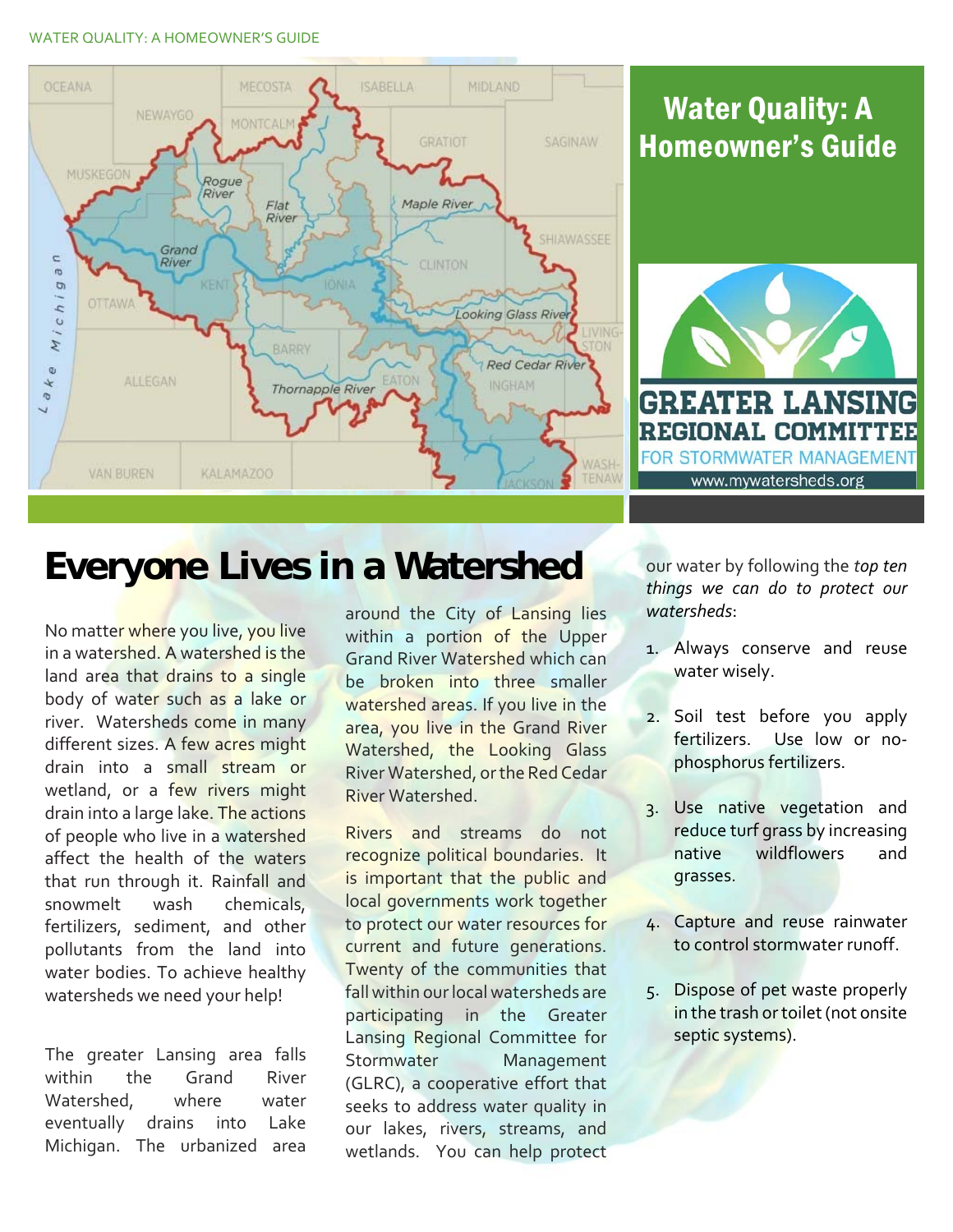# Water Quality: A Homeowner's Guide

GREATER LANSING REGIONAL COMMITTEE FOR STORMWATER MANAGEMENT

www.mywatersheds.org

## Everyone Lives in a Watershed

No matter where you live, you live in a watershed. A watershed is the land area that drains to a single body of water such as a lake or river. Watersheds come in many different sizes. A few acres might drain into a small stream or wetland, or a few rivers might drain into a large lake. The actions of people who live in a watershed affect the health of the waters that run through it. Rainfall and snowmelt wash chemicals, fertilizers, sediment, and other pollutants from the land into water bodies. To achieve healthy watersheds we need your help!

The greater Lansing area falls within the Grand River Watershed, where water eventually drains into Lake Michigan. The urbanized area around the City of Lansing lies within a portion of the Upper Grand River Watershed which can be broken into three smaller watershed areas. If you live in the area, you live in the Grand River Watershed, the Looking Glass River Watershed, or the Red Cedar River Watershed.

Rivers and streams do not recognize political boundaries. It is important that the public and local governments work together to protect our water resources for current and future generations. Twenty of the communities that fall within our local watersheds are participating in the Greater Lansing Regional Committee for Stormwater Management (GLRC), a cooperative effort that seeks to address water quality in our lakes, rivers, streams, and wetlands. You can help protect our water by following the *top ten things we can do to protect our watersheds*:

1. Always conserve and reuse water wisely.
2. Soil test before you apply fertilizers. Use low or no-phosphorus fertilizers.
3. Use native vegetation and reduce turf grass by increasing native wildflowers and grasses.
4. Capture and reuse rainwater to control stormwater runoff.
5. Dispose of pet waste properly in the trash or toilet (not onsite septic systems).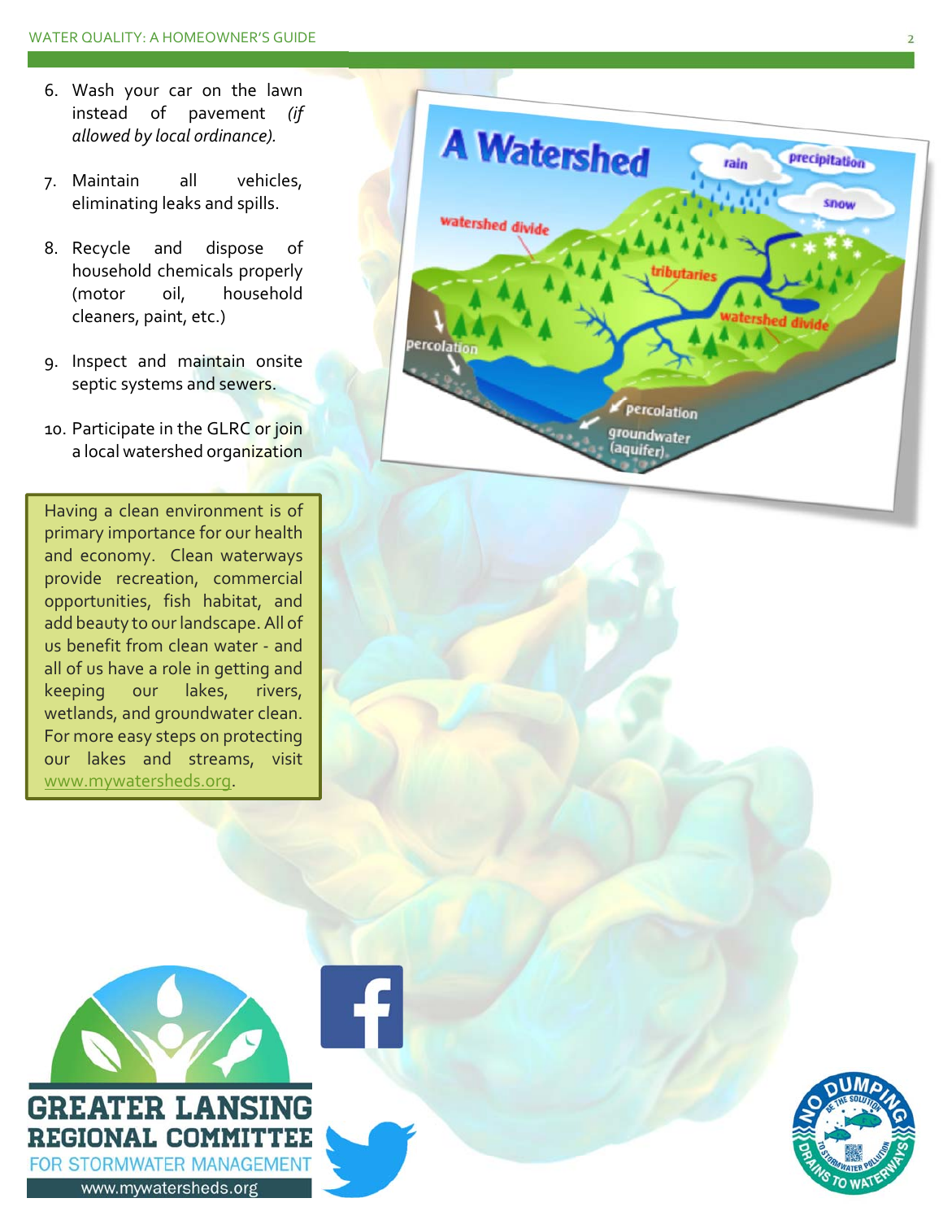6. Wash your car on the lawn instead of pavement *(if allowed by local ordinance).*

7. Maintain all vehicles, eliminating leaks and spills.

8. Recycle and dispose of household chemicals properly (motor oil, household cleaners, paint, etc.)

9. Inspect and maintain onsite septic systems and sewers.

10. Participate in the GLRC or join a local watershed organization

Having a clean environment is of primary importance for our health and economy. Clean waterways provide recreation, commercial opportunities, fish habitat, and add beauty to our landscape. All of us benefit from clean water - and all of us have a role in getting and keeping our lakes, rivers, wetlands, and groundwater clean. For more easy steps on protecting our lakes and streams, visit www.mywatersheds.org.

A Watershed

rain

precipitation

snow

watershed divide

tributaries

watershed divide

percolation

percolation

groundwater (aquifer)

GREATER LANSING REGIONAL COMMITTEE FOR STORMWATER MANAGEMENT

www.mywatersheds.org

NO DUMPING

BE THE SOLUTION TO STORMWATER POLLUTION

DRAINS TO WATERWAYS